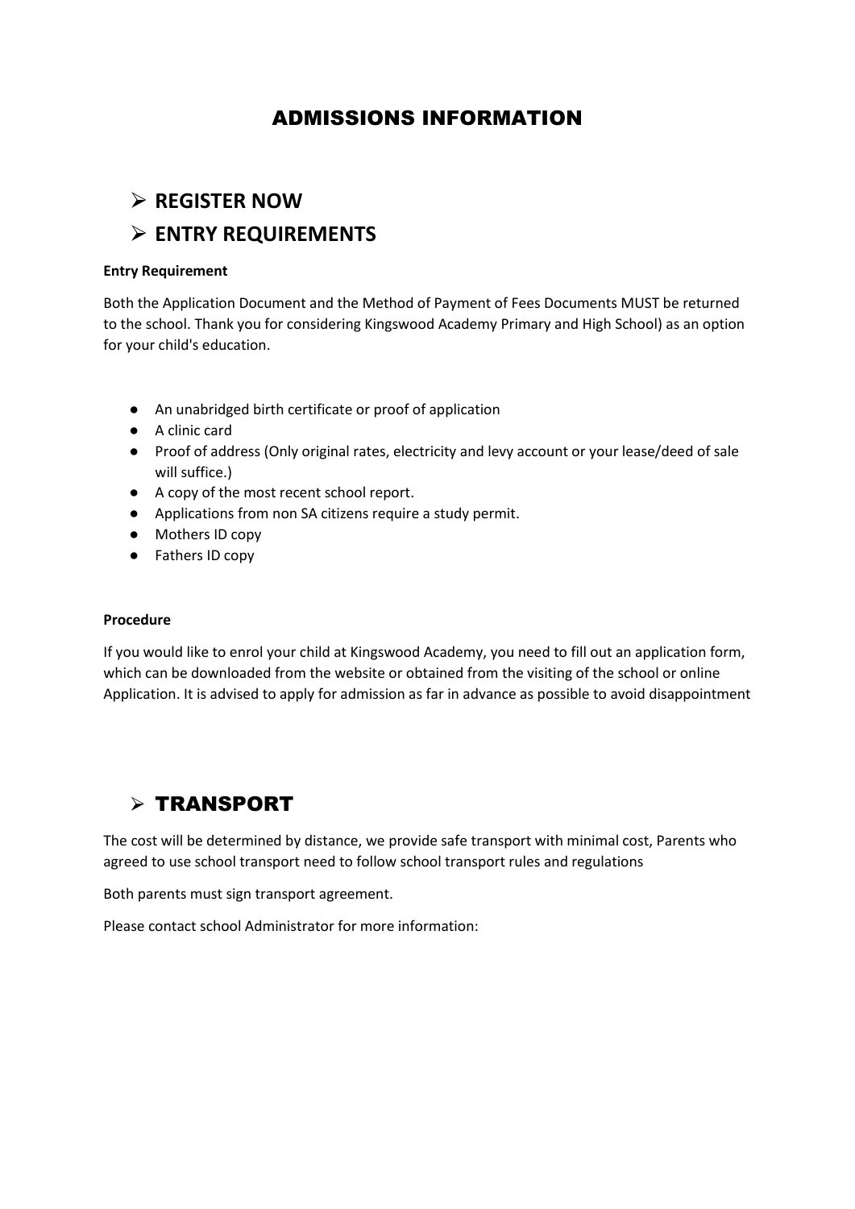# ADMISSIONS INFORMATION

## ➢ REGISTER NOW

## ➢ ENTRY REQUIREMENTS

**Entry Requirement**

Both the Application Document and the Method of Payment of Fees Documents MUST be returned to the school. Thank you for considering Kingswood Academy Primary and High School) as an option for your child's education.

- An unabridged birth certificate or proof of application
- A clinic card
- Proof of address (Only original rates, electricity and levy account or your lease/deed of sale will suffice.)
- A copy of the most recent school report.
- Applications from non SA citizens require a study permit.
- Mothers ID copy
- Fathers ID copy

**Procedure**

If you would like to enrol your child at Kingswood Academy, you need to fill out an application form, which can be downloaded from the website or obtained from the visiting of the school or online Application. It is advised to apply for admission as far in advance as possible to avoid disappointment

## ➢ TRANSPORT

The cost will be determined by distance, we provide safe transport with minimal cost, Parents who agreed to use school transport need to follow school transport rules and regulations

Both parents must sign transport agreement.

Please contact school Administrator for more information: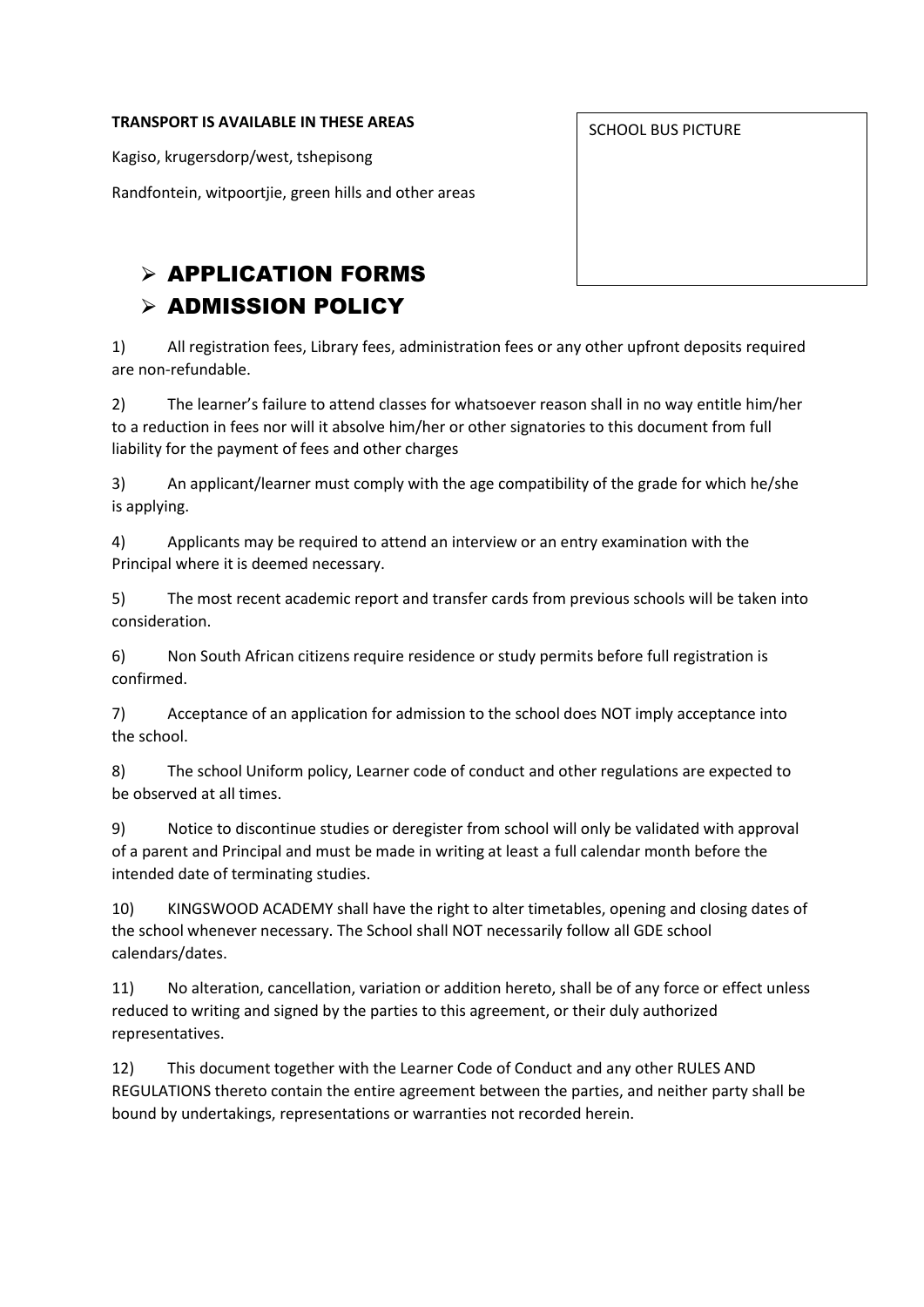**TRANSPORT IS AVAILABLE IN THESE AREAS**

Kagiso, krugersdorp/west, tshepisong

Randfontein, witpoortjie, green hills and other areas

SCHOOL BUS PICTURE

- APPLICATION FORMS
- ADMISSION POLICY

1) All registration fees, Library fees, administration fees or any other upfront deposits required are non-refundable.

2) The learner's failure to attend classes for whatsoever reason shall in no way entitle him/her to a reduction in fees nor will it absolve him/her or other signatories to this document from full liability for the payment of fees and other charges

3) An applicant/learner must comply with the age compatibility of the grade for which he/she is applying.

4) Applicants may be required to attend an interview or an entry examination with the Principal where it is deemed necessary.

5) The most recent academic report and transfer cards from previous schools will be taken into consideration.

6) Non South African citizens require residence or study permits before full registration is confirmed.

7) Acceptance of an application for admission to the school does NOT imply acceptance into the school.

8) The school Uniform policy, Learner code of conduct and other regulations are expected to be observed at all times.

9) Notice to discontinue studies or deregister from school will only be validated with approval of a parent and Principal and must be made in writing at least a full calendar month before the intended date of terminating studies.

10) KINGSWOOD ACADEMY shall have the right to alter timetables, opening and closing dates of the school whenever necessary. The School shall NOT necessarily follow all GDE school calendars/dates.

11) No alteration, cancellation, variation or addition hereto, shall be of any force or effect unless reduced to writing and signed by the parties to this agreement, or their duly authorized representatives.

12) This document together with the Learner Code of Conduct and any other RULES AND REGULATIONS thereto contain the entire agreement between the parties, and neither party shall be bound by undertakings, representations or warranties not recorded herein.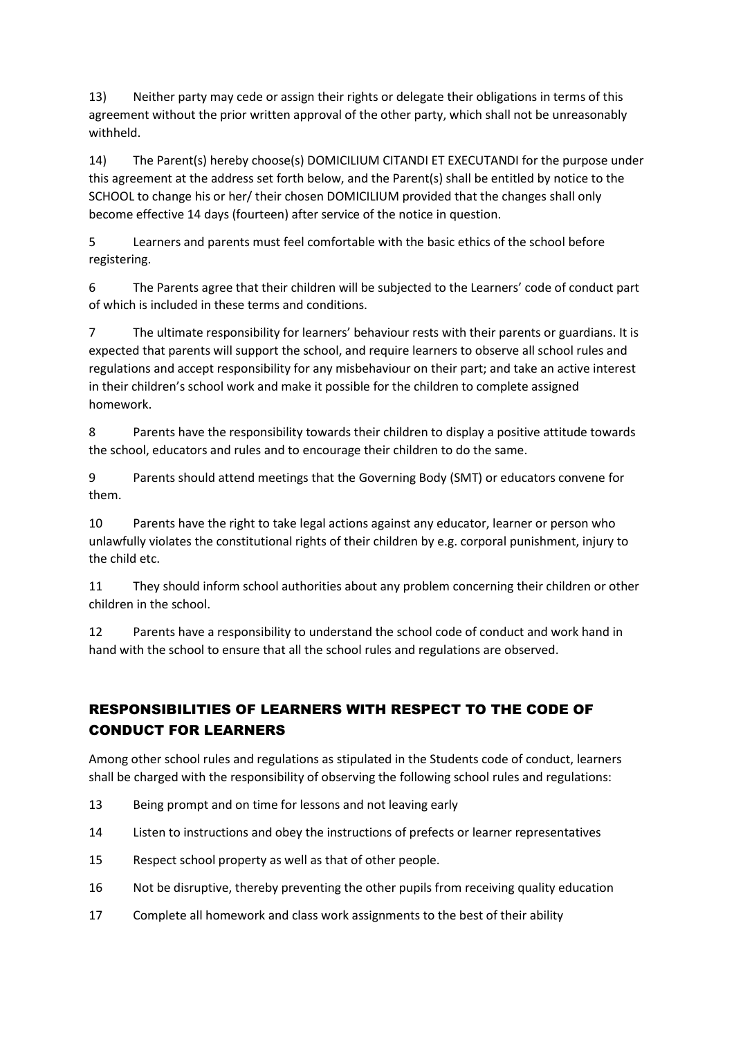13) Neither party may cede or assign their rights or delegate their obligations in terms of this agreement without the prior written approval of the other party, which shall not be unreasonably withheld.

14) The Parent(s) hereby choose(s) DOMICILIUM CITANDI ET EXECUTANDI for the purpose under this agreement at the address set forth below, and the Parent(s) shall be entitled by notice to the SCHOOL to change his or her/ their chosen DOMICILIUM provided that the changes shall only become effective 14 days (fourteen) after service of the notice in question.

5 Learners and parents must feel comfortable with the basic ethics of the school before registering.

6 The Parents agree that their children will be subjected to the Learners' code of conduct part of which is included in these terms and conditions.

7 The ultimate responsibility for learners' behaviour rests with their parents or guardians. It is expected that parents will support the school, and require learners to observe all school rules and regulations and accept responsibility for any misbehaviour on their part; and take an active interest in their children's school work and make it possible for the children to complete assigned homework.

8 Parents have the responsibility towards their children to display a positive attitude towards the school, educators and rules and to encourage their children to do the same.

9 Parents should attend meetings that the Governing Body (SMT) or educators convene for them.

10 Parents have the right to take legal actions against any educator, learner or person who unlawfully violates the constitutional rights of their children by e.g. corporal punishment, injury to the child etc.

11 They should inform school authorities about any problem concerning their children or other children in the school.

12 Parents have a responsibility to understand the school code of conduct and work hand in hand with the school to ensure that all the school rules and regulations are observed.

## RESPONSIBILITIES OF LEARNERS WITH RESPECT TO THE CODE OF CONDUCT FOR LEARNERS

Among other school rules and regulations as stipulated in the Students code of conduct, learners shall be charged with the responsibility of observing the following school rules and regulations:

13 Being prompt and on time for lessons and not leaving early

14 Listen to instructions and obey the instructions of prefects or learner representatives

15 Respect school property as well as that of other people.

16 Not be disruptive, thereby preventing the other pupils from receiving quality education

17 Complete all homework and class work assignments to the best of their ability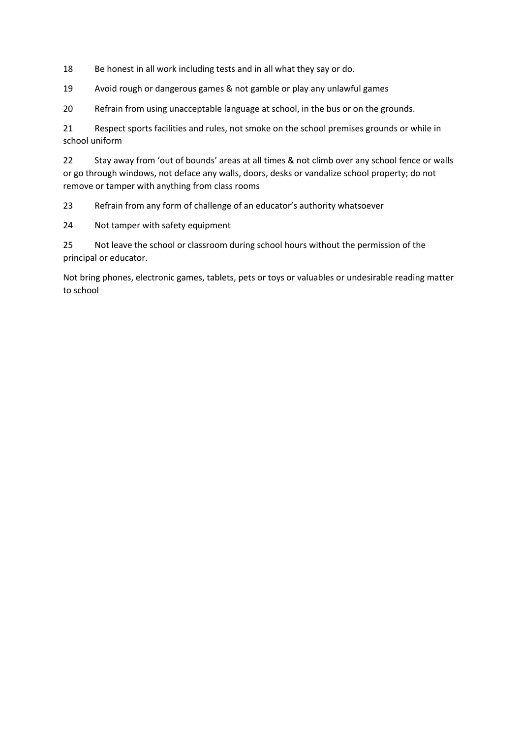18 Be honest in all work including tests and in all what they say or do.

19 Avoid rough or dangerous games & not gamble or play any unlawful games

20 Refrain from using unacceptable language at school, in the bus or on the grounds.

21 Respect sports facilities and rules, not smoke on the school premises grounds or while in school uniform

22 Stay away from 'out of bounds' areas at all times & not climb over any school fence or walls or go through windows, not deface any walls, doors, desks or vandalize school property; do not remove or tamper with anything from class rooms

23 Refrain from any form of challenge of an educator's authority whatsoever

24 Not tamper with safety equipment

25 Not leave the school or classroom during school hours without the permission of the principal or educator.

Not bring phones, electronic games, tablets, pets or toys or valuables or undesirable reading matter to school